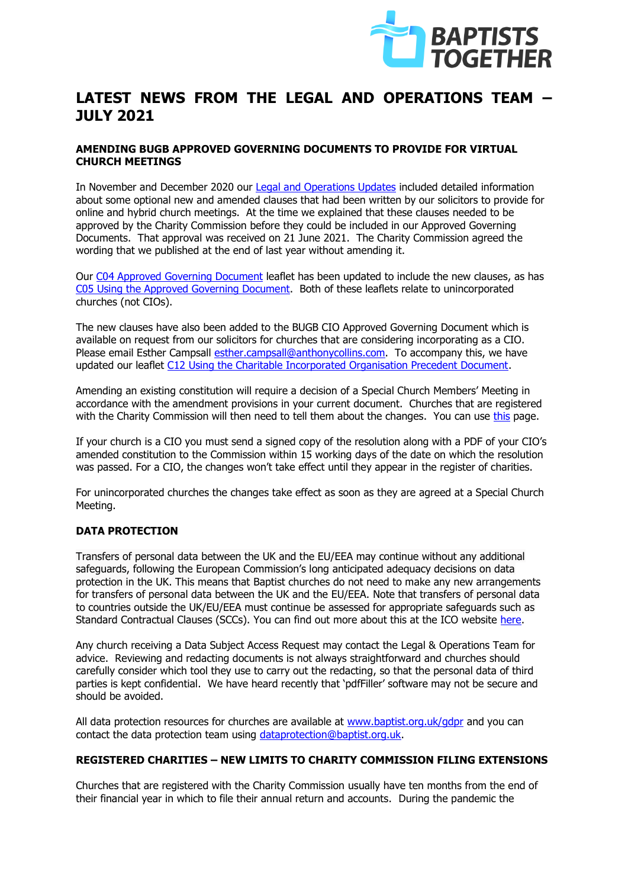# LATEST NEWS FROM THE LEGAL AND OPERATIONS TEAM – JULY 2021

## AMENDING BUGB APPROVED GOVERNING DOCUMENTS TO PROVIDE FOR VIRTUAL CHURCH MEETINGS

In November and December 2020 our Legal and Operations Updates included detailed information about some optional new and amended clauses that had been written by our solicitors to provide for online and hybrid church meetings. At the time we explained that these clauses needed to be approved by the Charity Commission before they could be included in our Approved Governing Documents. That approval was received on 21 June 2021. The Charity Commission agreed the wording that we published at the end of last year without amending it.

Our C04 Approved Governing Document leaflet has been updated to include the new clauses, as has C05 Using the Approved Governing Document. Both of these leaflets relate to unincorporated churches (not CIOs).

The new clauses have also been added to the BUGB CIO Approved Governing Document which is available on request from our solicitors for churches that are considering incorporating as a CIO. Please email Esther Campsall esther.campsall@anthonycollins.com. To accompany this, we have updated our leaflet C12 Using the Charitable Incorporated Organisation Precedent Document.

Amending an existing constitution will require a decision of a Special Church Members' Meeting in accordance with the amendment provisions in your current document. Churches that are registered with the Charity Commission will then need to tell them about the changes. You can use this page.

If your church is a CIO you must send a signed copy of the resolution along with a PDF of your CIO's amended constitution to the Commission within 15 working days of the date on which the resolution was passed. For a CIO, the changes won't take effect until they appear in the register of charities.

For unincorporated churches the changes take effect as soon as they are agreed at a Special Church Meeting.

## DATA PROTECTION

Transfers of personal data between the UK and the EU/EEA may continue without any additional safeguards, following the European Commission's long anticipated adequacy decisions on data protection in the UK. This means that Baptist churches do not need to make any new arrangements for transfers of personal data between the UK and the EU/EEA. Note that transfers of personal data to countries outside the UK/EU/EEA must continue be assessed for appropriate safeguards such as Standard Contractual Clauses (SCCs). You can find out more about this at the ICO website here.

Any church receiving a Data Subject Access Request may contact the Legal & Operations Team for advice. Reviewing and redacting documents is not always straightforward and churches should carefully consider which tool they use to carry out the redacting, so that the personal data of third parties is kept confidential. We have heard recently that 'pdfFiller' software may not be secure and should be avoided.

All data protection resources for churches are available at www.baptist.org.uk/gdpr and you can contact the data protection team using dataprotection@baptist.org.uk.

## REGISTERED CHARITIES – NEW LIMITS TO CHARITY COMMISSION FILING EXTENSIONS

Churches that are registered with the Charity Commission usually have ten months from the end of their financial year in which to file their annual return and accounts. During the pandemic the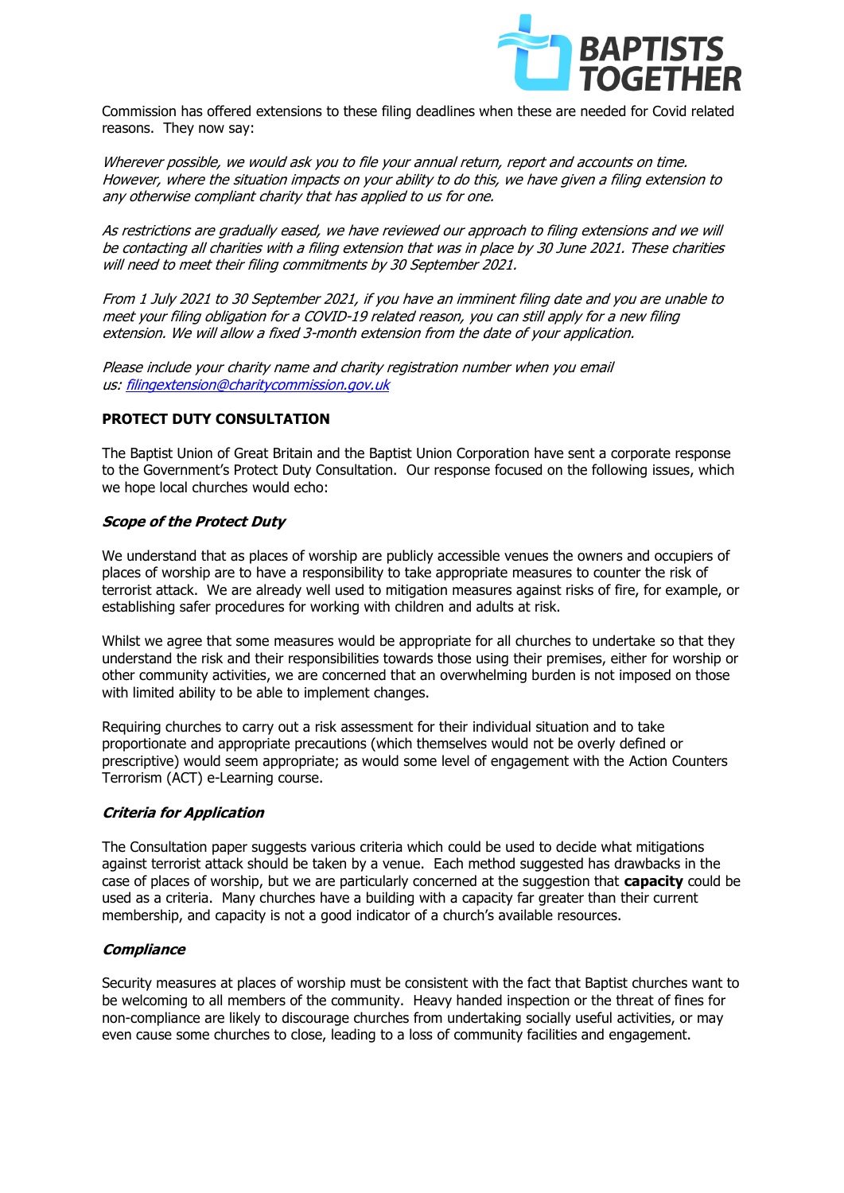Commission has offered extensions to these filing deadlines when these are needed for Covid related reasons.  They now say:

*Wherever possible, we would ask you to file your annual return, report and accounts on time. However, where the situation impacts on your ability to do this, we have given a filing extension to any otherwise compliant charity that has applied to us for one.*

*As restrictions are gradually eased, we have reviewed our approach to filing extensions and we will be contacting all charities with a filing extension that was in place by 30 June 2021. These charities will need to meet their filing commitments by 30 September 2021.*

*From 1 July 2021 to 30 September 2021, if you have an imminent filing date and you are unable to meet your filing obligation for a COVID-19 related reason, you can still apply for a new filing extension. We will allow a fixed 3-month extension from the date of your application.*

*Please include your charity name and charity registration number when you email us: [filingextension@charitycommission.gov.uk](mailto:filingextension@charitycommission.gov.uk)*

**PROTECT DUTY CONSULTATION**

The Baptist Union of Great Britain and the Baptist Union Corporation have sent a corporate response to the Government's Protect Duty Consultation.  Our response focused on the following issues, which we hope local churches would echo:

***Scope of the Protect Duty***

We understand that as places of worship are publicly accessible venues the owners and occupiers of places of worship are to have a responsibility to take appropriate measures to counter the risk of terrorist attack.  We are already well used to mitigation measures against risks of fire, for example, or establishing safer procedures for working with children and adults at risk.

Whilst we agree that some measures would be appropriate for all churches to undertake so that they understand the risk and their responsibilities towards those using their premises, either for worship or other community activities, we are concerned that an overwhelming burden is not imposed on those with limited ability to be able to implement changes.

Requiring churches to carry out a risk assessment for their individual situation and to take proportionate and appropriate precautions (which themselves would not be overly defined or prescriptive) would seem appropriate; as would some level of engagement with the Action Counters Terrorism (ACT) e-Learning course.

***Criteria for Application***

The Consultation paper suggests various criteria which could be used to decide what mitigations against terrorist attack should be taken by a venue.  Each method suggested has drawbacks in the case of places of worship, but we are particularly concerned at the suggestion that **capacity** could be used as a criteria.  Many churches have a building with a capacity far greater than their current membership, and capacity is not a good indicator of a church's available resources.

***Compliance***

Security measures at places of worship must be consistent with the fact that Baptist churches want to be welcoming to all members of the community.  Heavy handed inspection or the threat of fines for non-compliance are likely to discourage churches from undertaking socially useful activities, or may even cause some churches to close, leading to a loss of community facilities and engagement.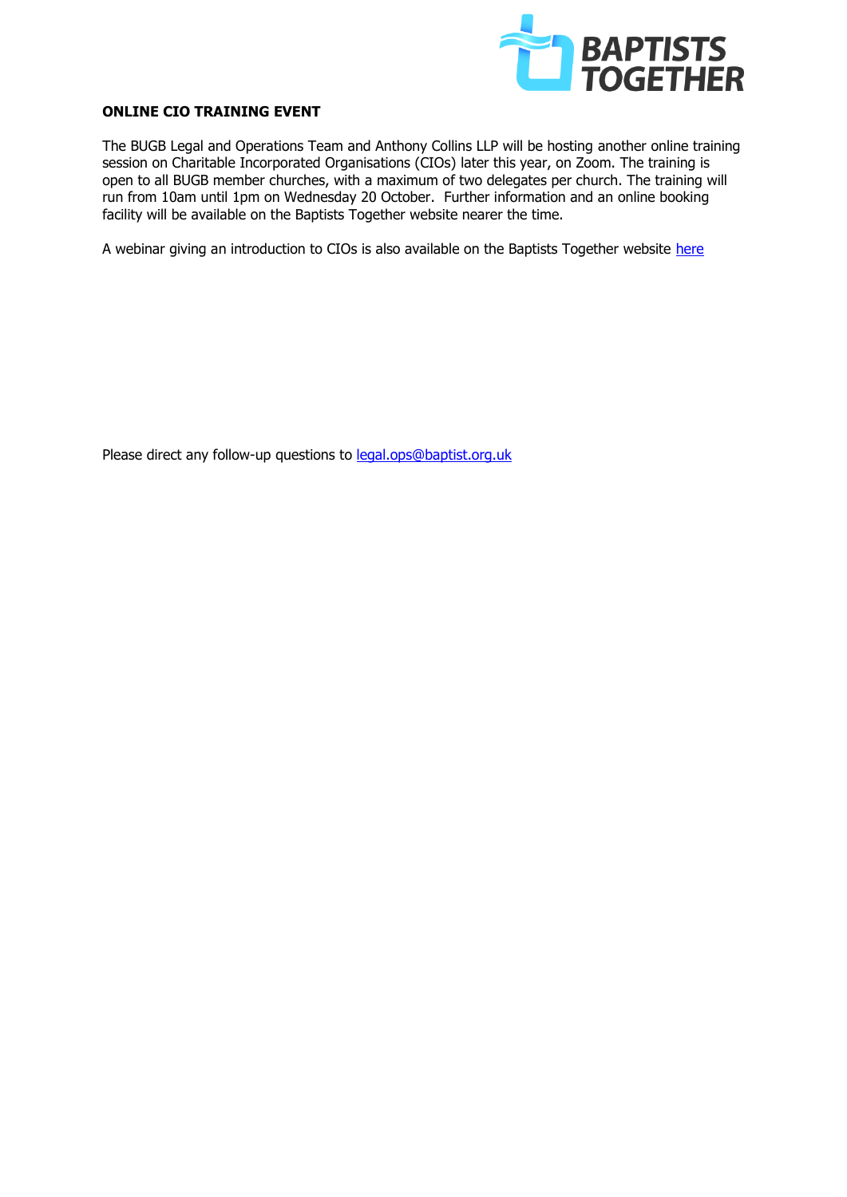**ONLINE CIO TRAINING EVENT**

The BUGB Legal and Operations Team and Anthony Collins LLP will be hosting another online training session on Charitable Incorporated Organisations (CIOs) later this year, on Zoom. The training is open to all BUGB member churches, with a maximum of two delegates per church. The training will run from 10am until 1pm on Wednesday 20 October. Further information and an online booking facility will be available on the Baptists Together website nearer the time.

A webinar giving an introduction to CIOs is also available on the Baptists Together website here

Please direct any follow-up questions to legal.ops@baptist.org.uk